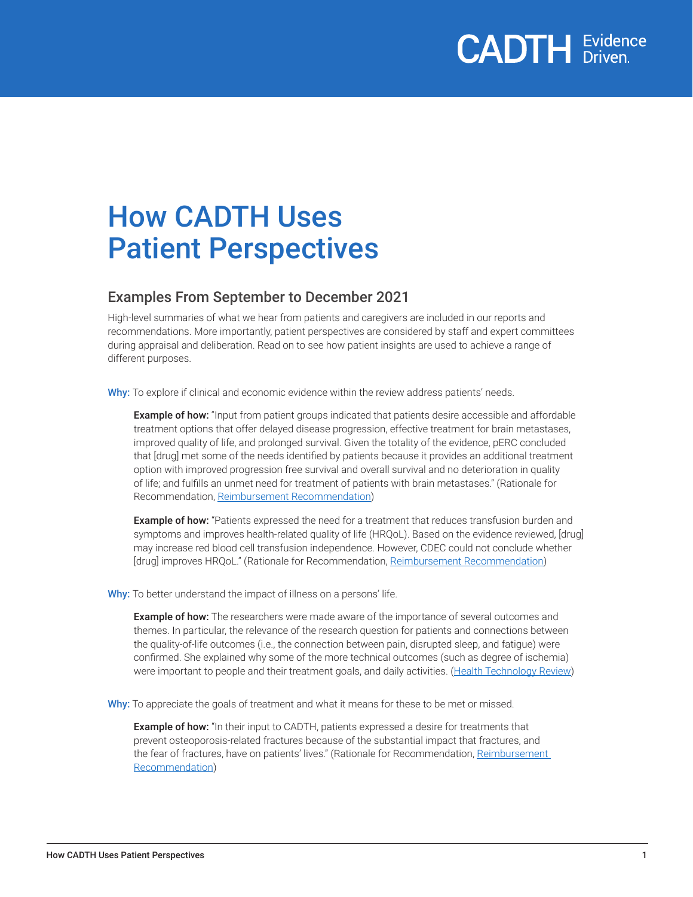# How CADTH Uses Patient Perspectives

## Examples From September to December 2021

High-level summaries of what we hear from patients and caregivers are included in our reports and recommendations. More importantly, patient perspectives are considered by staff and expert committees during appraisal and deliberation. Read on to see how patient insights are used to achieve a range of different purposes.

**Why:** To explore if clinical and economic evidence within the review address patients' needs.

> **Example of how:** "Input from patient groups indicated that patients desire accessible and affordable treatment options that offer delayed disease progression, effective treatment for brain metastases, improved quality of life, and prolonged survival. Given the totality of the evidence, pERC concluded that [drug] met some of the needs identified by patients because it provides an additional treatment option with improved progression free survival and overall survival and no deterioration in quality of life; and fulfills an unmet need for treatment of patients with brain metastases." (Rationale for Recommendation, Reimbursement Recommendation)

> **Example of how:** "Patients expressed the need for a treatment that reduces transfusion burden and symptoms and improves health-related quality of life (HRQoL). Based on the evidence reviewed, [drug] may increase red blood cell transfusion independence. However, CDEC could not conclude whether [drug] improves HRQoL." (Rationale for Recommendation, Reimbursement Recommendation)

**Why:** To better understand the impact of illness on a persons' life.

> **Example of how:** The researchers were made aware of the importance of several outcomes and themes. In particular, the relevance of the research question for patients and connections between the quality-of-life outcomes (i.e., the connection between pain, disrupted sleep, and fatigue) were confirmed. She explained why some of the more technical outcomes (such as degree of ischemia) were important to people and their treatment goals, and daily activities. (Health Technology Review)

**Why:** To appreciate the goals of treatment and what it means for these to be met or missed.

> **Example of how:** "In their input to CADTH, patients expressed a desire for treatments that prevent osteoporosis-related fractures because of the substantial impact that fractures, and the fear of fractures, have on patients' lives." (Rationale for Recommendation, Reimbursement Recommendation)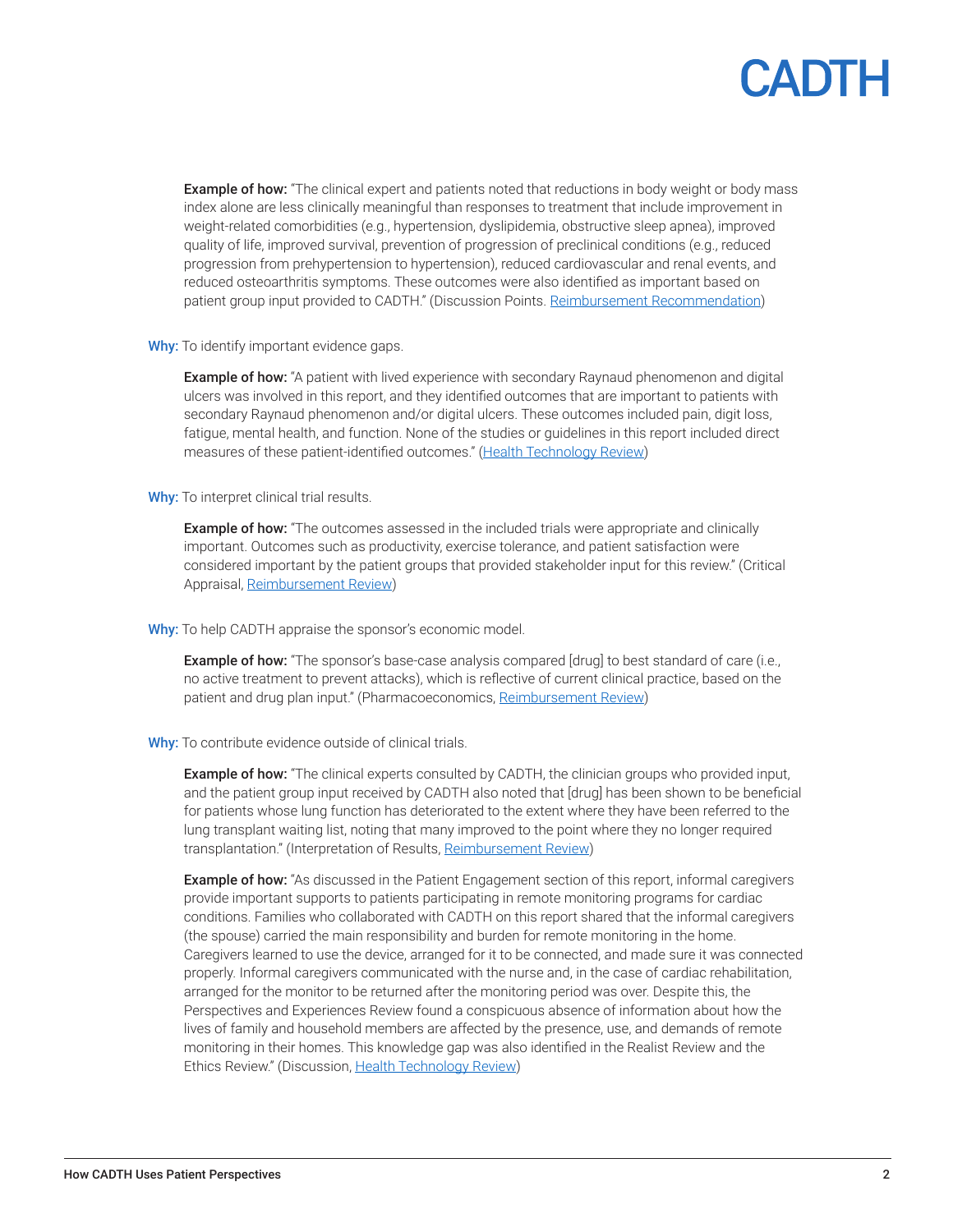**Example of how:** "The clinical expert and patients noted that reductions in body weight or body mass index alone are less clinically meaningful than responses to treatment that include improvement in weight-related comorbidities (e.g., hypertension, dyslipidemia, obstructive sleep apnea), improved quality of life, improved survival, prevention of progression of preclinical conditions (e.g., reduced progression from prehypertension to hypertension), reduced cardiovascular and renal events, and reduced osteoarthritis symptoms. These outcomes were also identified as important based on patient group input provided to CADTH." (Discussion Points. Reimbursement Recommendation)

**Why:** To identify important evidence gaps.

**Example of how:** "A patient with lived experience with secondary Raynaud phenomenon and digital ulcers was involved in this report, and they identified outcomes that are important to patients with secondary Raynaud phenomenon and/or digital ulcers. These outcomes included pain, digit loss, fatigue, mental health, and function. None of the studies or guidelines in this report included direct measures of these patient-identified outcomes." (Health Technology Review)

**Why:** To interpret clinical trial results.

**Example of how:** "The outcomes assessed in the included trials were appropriate and clinically important. Outcomes such as productivity, exercise tolerance, and patient satisfaction were considered important by the patient groups that provided stakeholder input for this review." (Critical Appraisal, Reimbursement Review)

**Why:** To help CADTH appraise the sponsor's economic model.

**Example of how:** "The sponsor's base-case analysis compared [drug] to best standard of care (i.e., no active treatment to prevent attacks), which is reflective of current clinical practice, based on the patient and drug plan input." (Pharmacoeconomics, Reimbursement Review)

**Why:** To contribute evidence outside of clinical trials.

**Example of how:** "The clinical experts consulted by CADTH, the clinician groups who provided input, and the patient group input received by CADTH also noted that [drug] has been shown to be beneficial for patients whose lung function has deteriorated to the extent where they have been referred to the lung transplant waiting list, noting that many improved to the point where they no longer required transplantation." (Interpretation of Results, Reimbursement Review)

**Example of how:** "As discussed in the Patient Engagement section of this report, informal caregivers provide important supports to patients participating in remote monitoring programs for cardiac conditions. Families who collaborated with CADTH on this report shared that the informal caregivers (the spouse) carried the main responsibility and burden for remote monitoring in the home. Caregivers learned to use the device, arranged for it to be connected, and made sure it was connected properly. Informal caregivers communicated with the nurse and, in the case of cardiac rehabilitation, arranged for the monitor to be returned after the monitoring period was over. Despite this, the Perspectives and Experiences Review found a conspicuous absence of information about how the lives of family and household members are affected by the presence, use, and demands of remote monitoring in their homes. This knowledge gap was also identified in the Realist Review and the Ethics Review." (Discussion, Health Technology Review)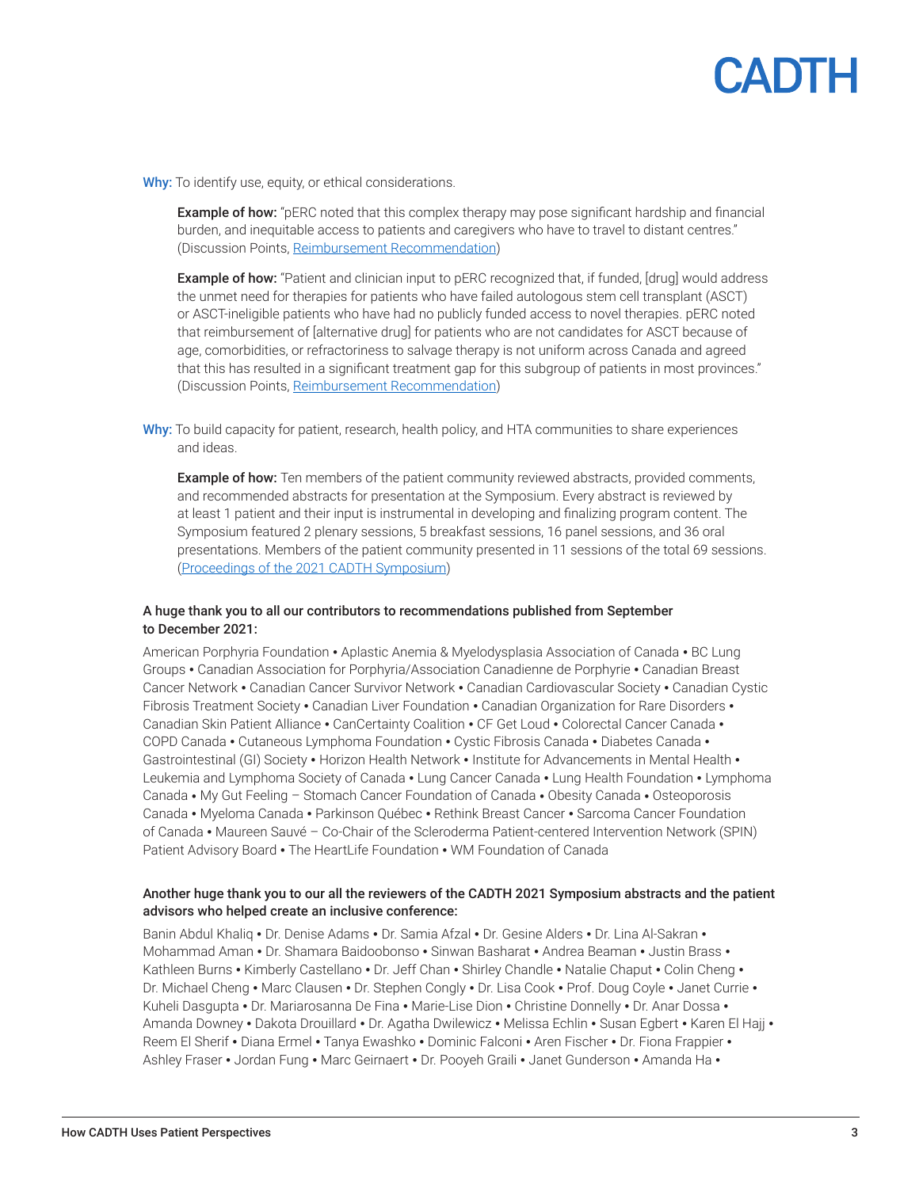**Why:** To identify use, equity, or ethical considerations.

> **Example of how:** "pERC noted that this complex therapy may pose significant hardship and financial burden, and inequitable access to patients and caregivers who have to travel to distant centres." (Discussion Points, Reimbursement Recommendation)

> **Example of how:** "Patient and clinician input to pERC recognized that, if funded, [drug] would address the unmet need for therapies for patients who have failed autologous stem cell transplant (ASCT) or ASCT-ineligible patients who have had no publicly funded access to novel therapies. pERC noted that reimbursement of [alternative drug] for patients who are not candidates for ASCT because of age, comorbidities, or refractoriness to salvage therapy is not uniform across Canada and agreed that this has resulted in a significant treatment gap for this subgroup of patients in most provinces." (Discussion Points, Reimbursement Recommendation)

**Why:** To build capacity for patient, research, health policy, and HTA communities to share experiences and ideas.

> **Example of how:** Ten members of the patient community reviewed abstracts, provided comments, and recommended abstracts for presentation at the Symposium. Every abstract is reviewed by at least 1 patient and their input is instrumental in developing and finalizing program content. The Symposium featured 2 plenary sessions, 5 breakfast sessions, 16 panel sessions, and 36 oral presentations. Members of the patient community presented in 11 sessions of the total 69 sessions. (Proceedings of the 2021 CADTH Symposium)

### A huge thank you to all our contributors to recommendations published from September to December 2021:

American Porphyria Foundation • Aplastic Anemia & Myelodysplasia Association of Canada • BC Lung Groups • Canadian Association for Porphyria/Association Canadienne de Porphyrie • Canadian Breast Cancer Network • Canadian Cancer Survivor Network • Canadian Cardiovascular Society • Canadian Cystic Fibrosis Treatment Society • Canadian Liver Foundation • Canadian Organization for Rare Disorders • Canadian Skin Patient Alliance • CanCertainty Coalition • CF Get Loud • Colorectal Cancer Canada • COPD Canada • Cutaneous Lymphoma Foundation • Cystic Fibrosis Canada • Diabetes Canada • Gastrointestinal (GI) Society • Horizon Health Network • Institute for Advancements in Mental Health • Leukemia and Lymphoma Society of Canada • Lung Cancer Canada • Lung Health Foundation • Lymphoma Canada • My Gut Feeling – Stomach Cancer Foundation of Canada • Obesity Canada • Osteoporosis Canada • Myeloma Canada • Parkinson Québec • Rethink Breast Cancer • Sarcoma Cancer Foundation of Canada • Maureen Sauvé – Co-Chair of the Scleroderma Patient-centered Intervention Network (SPIN) Patient Advisory Board • The HeartLife Foundation • WM Foundation of Canada

### Another huge thank you to our all the reviewers of the CADTH 2021 Symposium abstracts and the patient advisors who helped create an inclusive conference:

Banin Abdul Khaliq • Dr. Denise Adams • Dr. Samia Afzal • Dr. Gesine Alders • Dr. Lina Al-Sakran • Mohammad Aman • Dr. Shamara Baidoobonso • Sinwan Basharat • Andrea Beaman • Justin Brass • Kathleen Burns • Kimberly Castellano • Dr. Jeff Chan • Shirley Chandle • Natalie Chaput • Colin Cheng • Dr. Michael Cheng • Marc Clausen • Dr. Stephen Congly • Dr. Lisa Cook • Prof. Doug Coyle • Janet Currie • Kuheli Dasgupta • Dr. Mariarosanna De Fina • Marie-Lise Dion • Christine Donnelly • Dr. Anar Dossa • Amanda Downey • Dakota Drouillard • Dr. Agatha Dwilewicz • Melissa Echlin • Susan Egbert • Karen El Hajj • Reem El Sherif • Diana Ermel • Tanya Ewashko • Dominic Falconi • Aren Fischer • Dr. Fiona Frappier • Ashley Fraser • Jordan Fung • Marc Geirnaert • Dr. Pooyeh Graili • Janet Gunderson • Amanda Ha •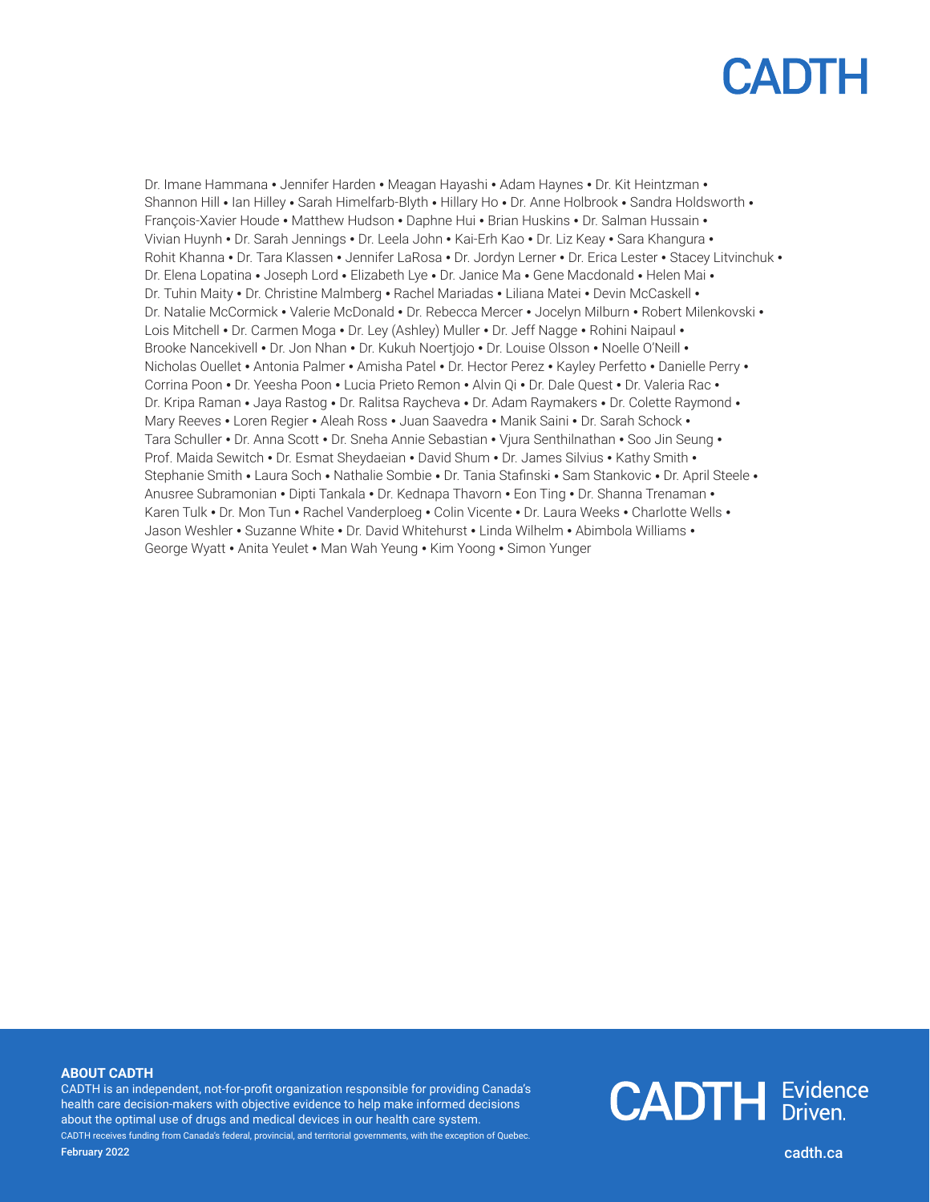# CADTH

Dr. Imane Hammana • Jennifer Harden • Meagan Hayashi • Adam Haynes • Dr. Kit Heintzman • Shannon Hill • Ian Hilley • Sarah Himelfarb-Blyth • Hillary Ho • Dr. Anne Holbrook • Sandra Holdsworth • François-Xavier Houde • Matthew Hudson • Daphne Hui • Brian Huskins • Dr. Salman Hussain • Vivian Huynh • Dr. Sarah Jennings • Dr. Leela John • Kai-Erh Kao • Dr. Liz Keay • Sara Khangura • Rohit Khanna • Dr. Tara Klassen • Jennifer LaRosa • Dr. Jordyn Lerner • Dr. Erica Lester • Stacey Litvinchuk • Dr. Elena Lopatina • Joseph Lord • Elizabeth Lye • Dr. Janice Ma • Gene Macdonald • Helen Mai • Dr. Tuhin Maity • Dr. Christine Malmberg • Rachel Mariadas • Liliana Matei • Devin McCaskell • Dr. Natalie McCormick • Valerie McDonald • Dr. Rebecca Mercer • Jocelyn Milburn • Robert Milenkovski • Lois Mitchell • Dr. Carmen Moga • Dr. Ley (Ashley) Muller • Dr. Jeff Nagge • Rohini Naipaul • Brooke Nancekivell • Dr. Jon Nhan • Dr. Kukuh Noertjojo • Dr. Louise Olsson • Noelle O'Neill • Nicholas Ouellet • Antonia Palmer • Amisha Patel • Dr. Hector Perez • Kayley Perfetto • Danielle Perry • Corrina Poon • Dr. Yeesha Poon • Lucia Prieto Remon • Alvin Qi • Dr. Dale Quest • Dr. Valeria Rac • Dr. Kripa Raman • Jaya Rastog • Dr. Ralitsa Raycheva • Dr. Adam Raymakers • Dr. Colette Raymond • Mary Reeves • Loren Regier • Aleah Ross • Juan Saavedra • Manik Saini • Dr. Sarah Schock • Tara Schuller • Dr. Anna Scott • Dr. Sneha Annie Sebastian • Vjura Senthilnathan • Soo Jin Seung • Prof. Maida Sewitch • Dr. Esmat Sheydaeian • David Shum • Dr. James Silvius • Kathy Smith • Stephanie Smith • Laura Soch • Nathalie Sombie • Dr. Tania Stafinski • Sam Stankovic • Dr. April Steele • Anusree Subramonian • Dipti Tankala • Dr. Kednapa Thavorn • Eon Ting • Dr. Shanna Trenaman • Karen Tulk • Dr. Mon Tun • Rachel Vanderploeg • Colin Vicente • Dr. Laura Weeks • Charlotte Wells • Jason Weshler • Suzanne White • Dr. David Whitehurst • Linda Wilhelm • Abimbola Williams • George Wyatt • Anita Yeulet • Man Wah Yeung • Kim Yoong • Simon Yunger

**ABOUT CADTH**

CADTH is an independent, not-for-profit organization responsible for providing Canada's health care decision-makers with objective evidence to help make informed decisions about the optimal use of drugs and medical devices in our health care system.

CADTH receives funding from Canada's federal, provincial, and territorial governments, with the exception of Quebec.

February 2022

CADTH Evidence Driven.

cadth.ca